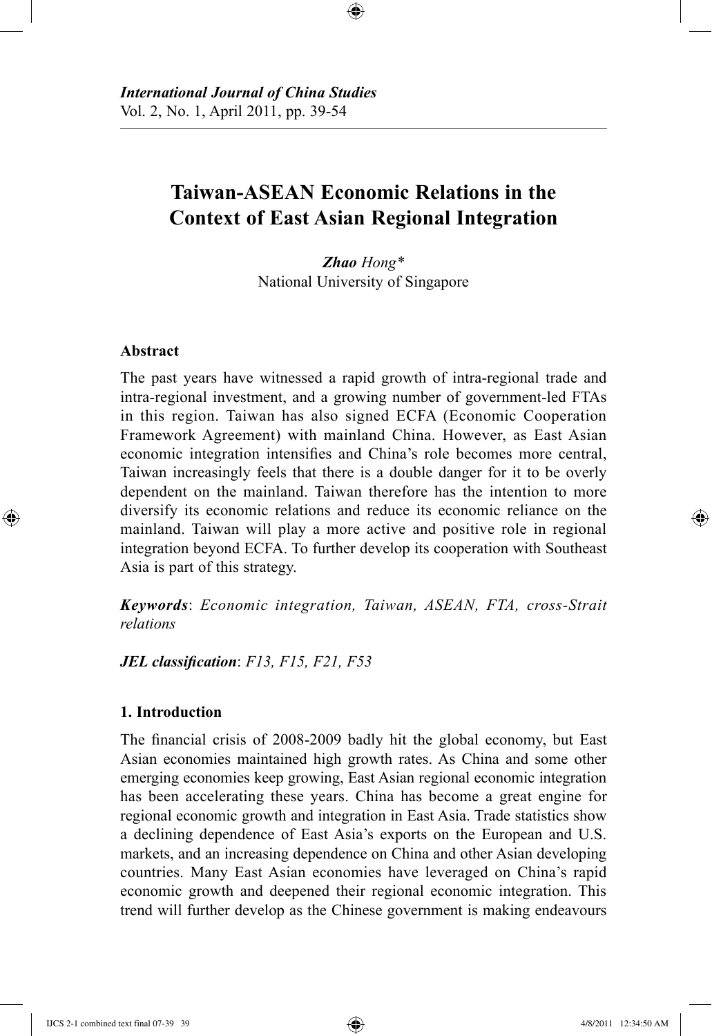*International Journal of China Studies*
Vol. 2, No. 1, April 2011, pp. 39-54

# Taiwan-ASEAN Economic Relations in the Context of East Asian Regional Integration

***Zhao** Hong*\*
National University of Singapore

### Abstract

The past years have witnessed a rapid growth of intra-regional trade and intra-regional investment, and a growing number of government-led FTAs in this region. Taiwan has also signed ECFA (Economic Cooperation Framework Agreement) with mainland China. However, as East Asian economic integration intensifies and China's role becomes more central, Taiwan increasingly feels that there is a double danger for it to be overly dependent on the mainland. Taiwan therefore has the intention to more diversify its economic relations and reduce its economic reliance on the mainland. Taiwan will play a more active and positive role in regional integration beyond ECFA. To further develop its cooperation with Southeast Asia is part of this strategy.

***Keywords***: *Economic integration, Taiwan, ASEAN, FTA, cross-Strait relations*

***JEL classification***: *F13, F15, F21, F53*

### 1. Introduction

The financial crisis of 2008-2009 badly hit the global economy, but East Asian economies maintained high growth rates. As China and some other emerging economies keep growing, East Asian regional economic integration has been accelerating these years. China has become a great engine for regional economic growth and integration in East Asia. Trade statistics show a declining dependence of East Asia's exports on the European and U.S. markets, and an increasing dependence on China and other Asian developing countries. Many East Asian economies have leveraged on China's rapid economic growth and deepened their regional economic integration. This trend will further develop as the Chinese government is making endeavours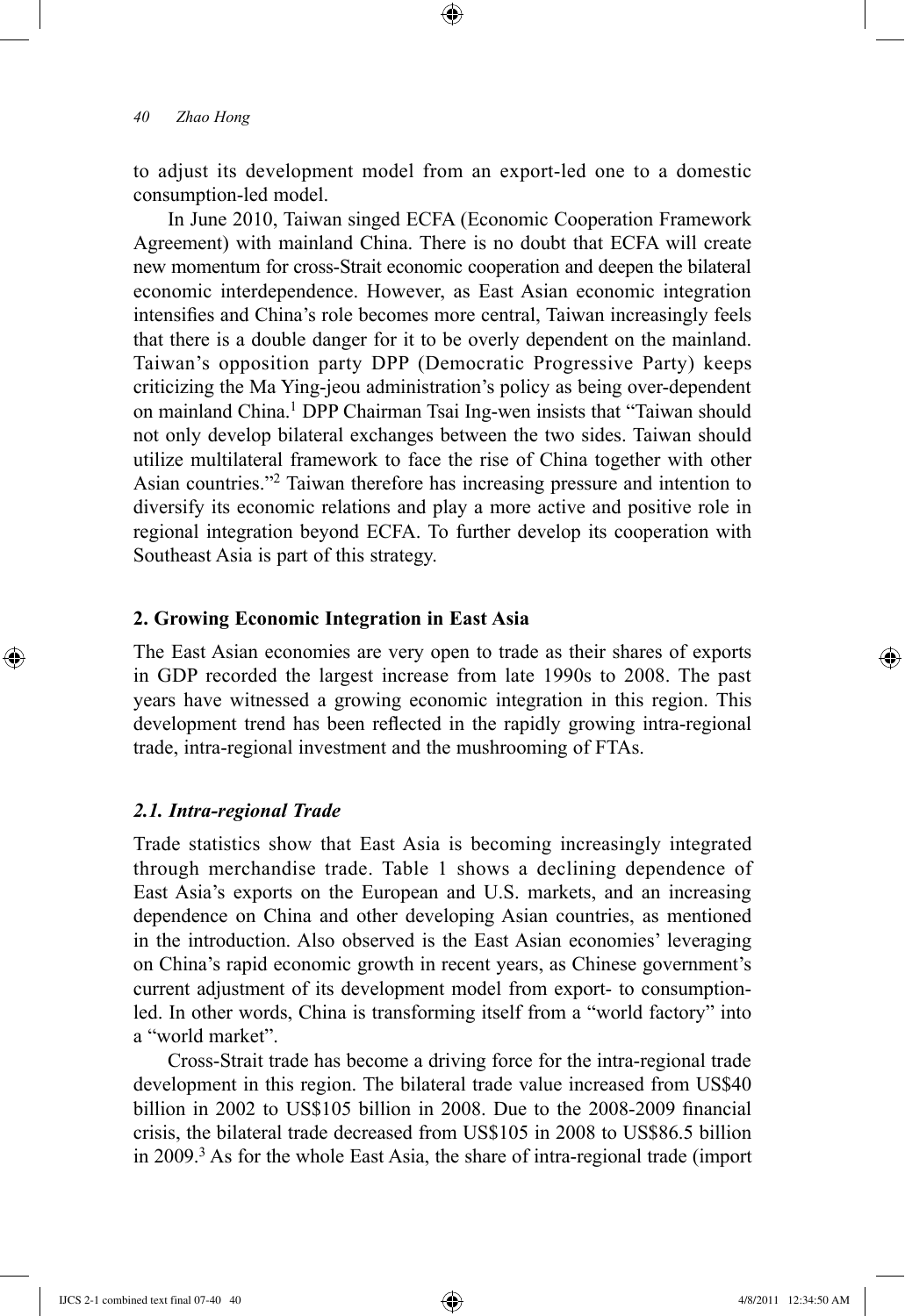to adjust its development model from an export-led one to a domestic consumption-led model.

In June 2010, Taiwan singed ECFA (Economic Cooperation Framework Agreement) with mainland China. There is no doubt that ECFA will create new momentum for cross-Strait economic cooperation and deepen the bilateral economic interdependence. However, as East Asian economic integration intensifies and China's role becomes more central, Taiwan increasingly feels that there is a double danger for it to be overly dependent on the mainland. Taiwan's opposition party DPP (Democratic Progressive Party) keeps criticizing the Ma Ying-jeou administration's policy as being over-dependent on mainland China.[1] DPP Chairman Tsai Ing-wen insists that "Taiwan should not only develop bilateral exchanges between the two sides. Taiwan should utilize multilateral framework to face the rise of China together with other Asian countries."[2] Taiwan therefore has increasing pressure and intention to diversify its economic relations and play a more active and positive role in regional integration beyond ECFA. To further develop its cooperation with Southeast Asia is part of this strategy.

## 2. Growing Economic Integration in East Asia

The East Asian economies are very open to trade as their shares of exports in GDP recorded the largest increase from late 1990s to 2008. The past years have witnessed a growing economic integration in this region. This development trend has been reflected in the rapidly growing intra-regional trade, intra-regional investment and the mushrooming of FTAs.

### *2.1. Intra-regional Trade*

Trade statistics show that East Asia is becoming increasingly integrated through merchandise trade. Table 1 shows a declining dependence of East Asia's exports on the European and U.S. markets, and an increasing dependence on China and other developing Asian countries, as mentioned in the introduction. Also observed is the East Asian economies' leveraging on China's rapid economic growth in recent years, as Chinese government's current adjustment of its development model from export- to consumption-led. In other words, China is transforming itself from a "world factory" into a "world market".

Cross-Strait trade has become a driving force for the intra-regional trade development in this region. The bilateral trade value increased from US$40 billion in 2002 to US$105 billion in 2008. Due to the 2008-2009 financial crisis, the bilateral trade decreased from US$105 in 2008 to US$86.5 billion in 2009.[3] As for the whole East Asia, the share of intra-regional trade (import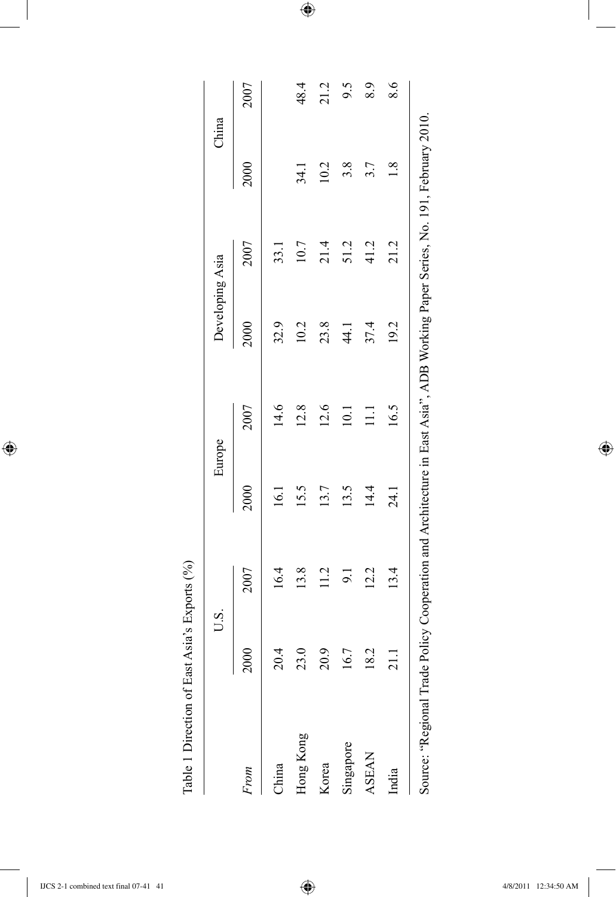Table 1 Direction of East Asia's Exports (%)

| *From* | U.S. | | Europe | | Developing Asia | | China | |
|---|---|---|---|---|---|---|---|---|
| | 2000 | 2007 | 2000 | 2007 | 2000 | 2007 | 2000 | 2007 |
| China | 20.4 | 16.4 | 16.1 | 14.6 | 32.9 | 33.1 | | |
| Hong Kong | 23.0 | 13.8 | 15.5 | 12.8 | 10.2 | 10.7 | 34.1 | 48.4 |
| Korea | 20.9 | 11.2 | 13.7 | 12.6 | 23.8 | 21.4 | 10.2 | 21.2 |
| Singapore | 16.7 | 9.1 | 13.5 | 10.1 | 44.1 | 51.2 | 3.8 | 9.5 |
| ASEAN | 18.2 | 12.2 | 14.4 | 11.1 | 37.4 | 41.2 | 3.7 | 8.9 |
| India | 21.1 | 13.4 | 24.1 | 16.5 | 19.2 | 21.2 | 1.8 | 8.6 |

Source: "Regional Trade Policy Cooperation and Architecture in East Asia", ADB Working Paper Series, No. 191, February 2010.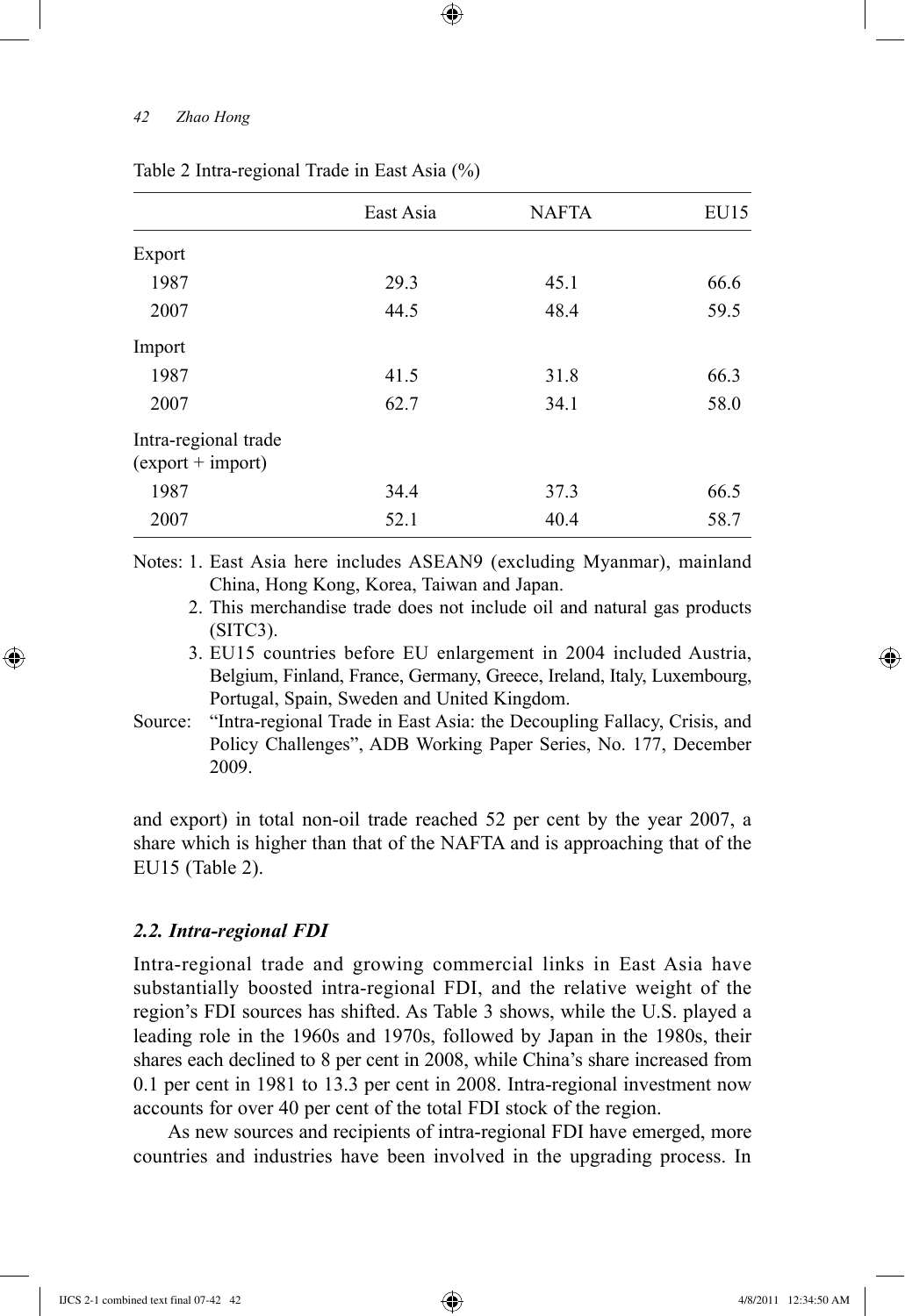Table 2 Intra-regional Trade in East Asia (%)

| | East Asia | NAFTA | EU15 |
|---|---|---|---|
| Export | | | |
| 1987 | 29.3 | 45.1 | 66.6 |
| 2007 | 44.5 | 48.4 | 59.5 |
| Import | | | |
| 1987 | 41.5 | 31.8 | 66.3 |
| 2007 | 62.7 | 34.1 | 58.0 |
| Intra-regional trade (export + import) | | | |
| 1987 | 34.4 | 37.3 | 66.5 |
| 2007 | 52.1 | 40.4 | 58.7 |

Notes: 1. East Asia here includes ASEAN9 (excluding Myanmar), mainland China, Hong Kong, Korea, Taiwan and Japan.
2. This merchandise trade does not include oil and natural gas products (SITC3).
3. EU15 countries before EU enlargement in 2004 included Austria, Belgium, Finland, France, Germany, Greece, Ireland, Italy, Luxembourg, Portugal, Spain, Sweden and United Kingdom.

Source: "Intra-regional Trade in East Asia: the Decoupling Fallacy, Crisis, and Policy Challenges", ADB Working Paper Series, No. 177, December 2009.

and export) in total non-oil trade reached 52 per cent by the year 2007, a share which is higher than that of the NAFTA and is approaching that of the EU15 (Table 2).

### *2.2. Intra-regional FDI*

Intra-regional trade and growing commercial links in East Asia have substantially boosted intra-regional FDI, and the relative weight of the region's FDI sources has shifted. As Table 3 shows, while the U.S. played a leading role in the 1960s and 1970s, followed by Japan in the 1980s, their shares each declined to 8 per cent in 2008, while China's share increased from 0.1 per cent in 1981 to 13.3 per cent in 2008. Intra-regional investment now accounts for over 40 per cent of the total FDI stock of the region.

As new sources and recipients of intra-regional FDI have emerged, more countries and industries have been involved in the upgrading process. In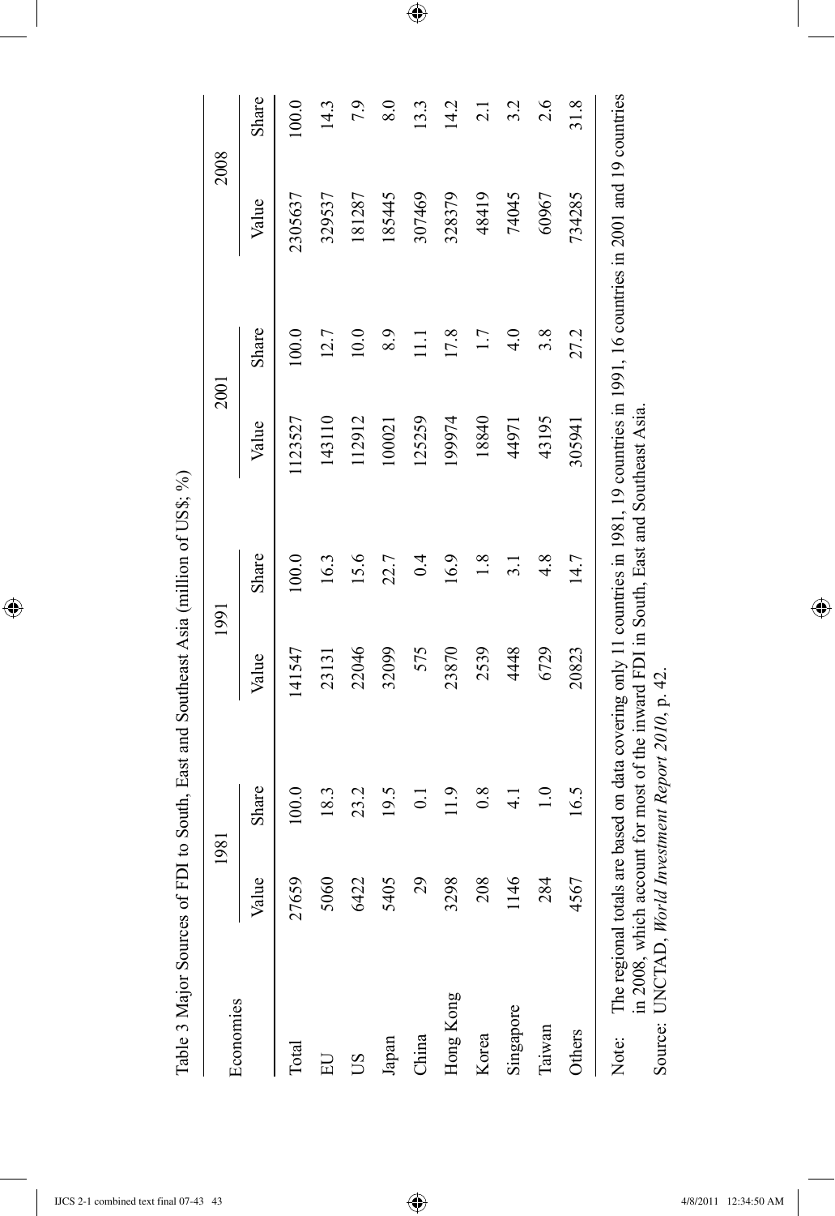Table 3 Major Sources of FDI to South, East and Southeast Asia (million of US$; %)

| Economies | 1981 | | 1991 | | 2001 | | 2008 | |
|---|---|---|---|---|---|---|---|---|
| | Value | Share | Value | Share | Value | Share | Value | Share |
| Total | 27659 | 100.0 | 141547 | 100.0 | 1123527 | 100.0 | 2305637 | 100.0 |
| EU | 5060 | 18.3 | 23131 | 16.3 | 143110 | 12.7 | 329537 | 14.3 |
| US | 6422 | 23.2 | 22046 | 15.6 | 112912 | 10.0 | 181287 | 7.9 |
| Japan | 5405 | 19.5 | 32099 | 22.7 | 100021 | 8.9 | 185445 | 8.0 |
| China | 29 | 0.1 | 575 | 0.4 | 125259 | 11.1 | 307469 | 13.3 |
| Hong Kong | 3298 | 11.9 | 23870 | 16.9 | 199974 | 17.8 | 328379 | 14.2 |
| Korea | 208 | 0.8 | 2539 | 1.8 | 18840 | 1.7 | 48419 | 2.1 |
| Singapore | 1146 | 4.1 | 4448 | 3.1 | 44971 | 4.0 | 74045 | 3.2 |
| Taiwan | 284 | 1.0 | 6729 | 4.8 | 43195 | 3.8 | 60967 | 2.6 |
| Others | 4567 | 16.5 | 20823 | 14.7 | 305941 | 27.2 | 734285 | 31.8 |

Note: The regional totals are based on data covering only 11 countries in 1981, 19 countries in 1991, 16 countries in 2001 and 19 countries in 2008, which account for most of the inward FDI in South, East and Southeast Asia.

Source: UNCTAD, *World Investment Report 2010*, p. 42.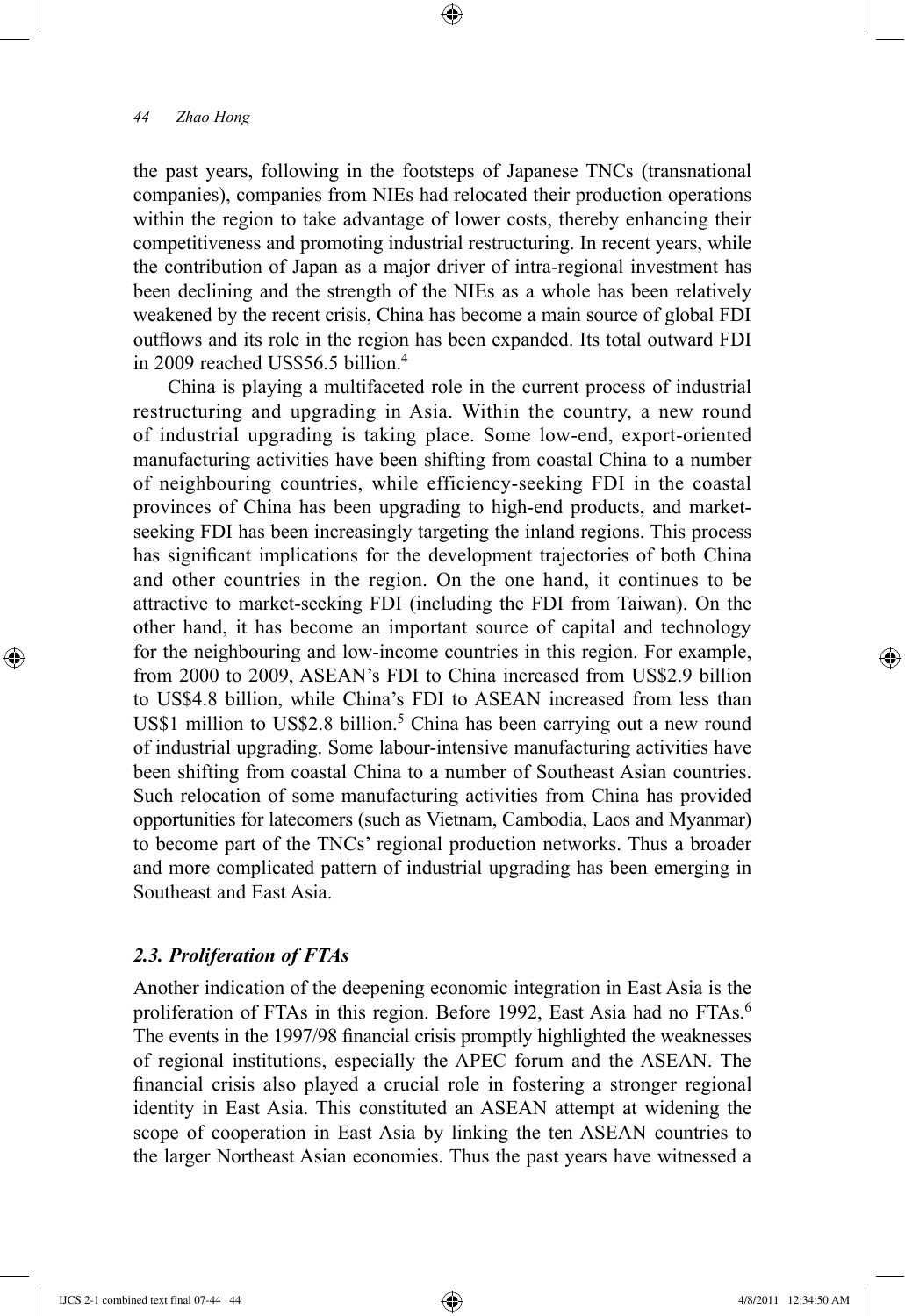the past years, following in the footsteps of Japanese TNCs (transnational companies), companies from NIEs had relocated their production operations within the region to take advantage of lower costs, thereby enhancing their competitiveness and promoting industrial restructuring. In recent years, while the contribution of Japan as a major driver of intra-regional investment has been declining and the strength of the NIEs as a whole has been relatively weakened by the recent crisis, China has become a main source of global FDI outflows and its role in the region has been expanded. Its total outward FDI in 2009 reached US$56.5 billion.[4]

China is playing a multifaceted role in the current process of industrial restructuring and upgrading in Asia. Within the country, a new round of industrial upgrading is taking place. Some low-end, export-oriented manufacturing activities have been shifting from coastal China to a number of neighbouring countries, while efficiency-seeking FDI in the coastal provinces of China has been upgrading to high-end products, and market-seeking FDI has been increasingly targeting the inland regions. This process has significant implications for the development trajectories of both China and other countries in the region. On the one hand, it continues to be attractive to market-seeking FDI (including the FDI from Taiwan). On the other hand, it has become an important source of capital and technology for the neighbouring and low-income countries in this region. For example, from 2000 to 2009, ASEAN's FDI to China increased from US$2.9 billion to US$4.8 billion, while China's FDI to ASEAN increased from less than US$1 million to US$2.8 billion.[5] China has been carrying out a new round of industrial upgrading. Some labour-intensive manufacturing activities have been shifting from coastal China to a number of Southeast Asian countries. Such relocation of some manufacturing activities from China has provided opportunities for latecomers (such as Vietnam, Cambodia, Laos and Myanmar) to become part of the TNCs' regional production networks. Thus a broader and more complicated pattern of industrial upgrading has been emerging in Southeast and East Asia.

### *2.3. Proliferation of FTAs*

Another indication of the deepening economic integration in East Asia is the proliferation of FTAs in this region. Before 1992, East Asia had no FTAs.[6] The events in the 1997/98 financial crisis promptly highlighted the weaknesses of regional institutions, especially the APEC forum and the ASEAN. The financial crisis also played a crucial role in fostering a stronger regional identity in East Asia. This constituted an ASEAN attempt at widening the scope of cooperation in East Asia by linking the ten ASEAN countries to the larger Northeast Asian economies. Thus the past years have witnessed a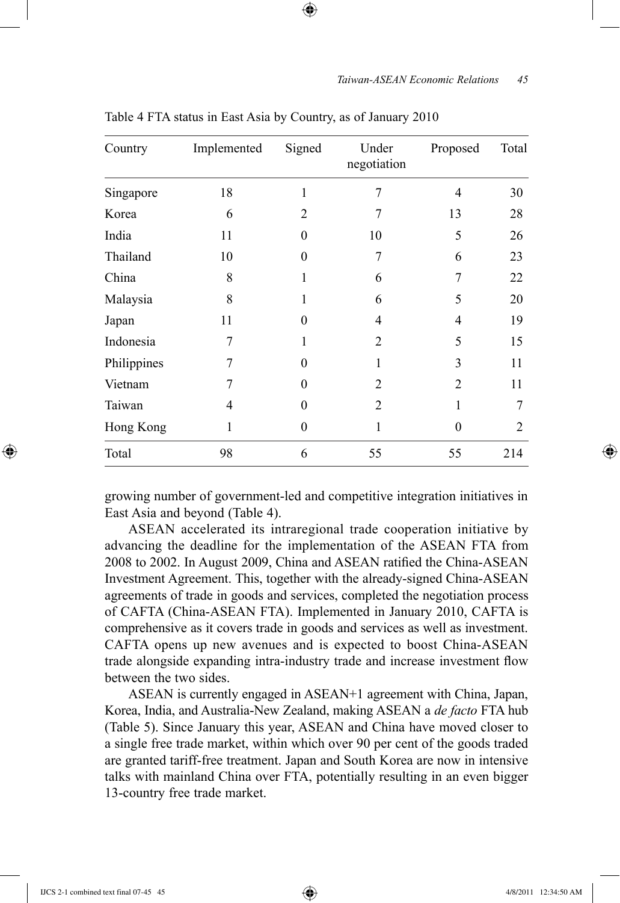Table 4 FTA status in East Asia by Country, as of January 2010

| Country | Implemented | Signed | Under negotiation | Proposed | Total |
|---|---|---|---|---|---|
| Singapore | 18 | 1 | 7 | 4 | 30 |
| Korea | 6 | 2 | 7 | 13 | 28 |
| India | 11 | 0 | 10 | 5 | 26 |
| Thailand | 10 | 0 | 7 | 6 | 23 |
| China | 8 | 1 | 6 | 7 | 22 |
| Malaysia | 8 | 1 | 6 | 5 | 20 |
| Japan | 11 | 0 | 4 | 4 | 19 |
| Indonesia | 7 | 1 | 2 | 5 | 15 |
| Philippines | 7 | 0 | 1 | 3 | 11 |
| Vietnam | 7 | 0 | 2 | 2 | 11 |
| Taiwan | 4 | 0 | 2 | 1 | 7 |
| Hong Kong | 1 | 0 | 1 | 0 | 2 |
| Total | 98 | 6 | 55 | 55 | 214 |

growing number of government-led and competitive integration initiatives in East Asia and beyond (Table 4).

ASEAN accelerated its intraregional trade cooperation initiative by advancing the deadline for the implementation of the ASEAN FTA from 2008 to 2002. In August 2009, China and ASEAN ratified the China-ASEAN Investment Agreement. This, together with the already-signed China-ASEAN agreements of trade in goods and services, completed the negotiation process of CAFTA (China-ASEAN FTA). Implemented in January 2010, CAFTA is comprehensive as it covers trade in goods and services as well as investment. CAFTA opens up new avenues and is expected to boost China-ASEAN trade alongside expanding intra-industry trade and increase investment flow between the two sides.

ASEAN is currently engaged in ASEAN+1 agreement with China, Japan, Korea, India, and Australia-New Zealand, making ASEAN a *de facto* FTA hub (Table 5). Since January this year, ASEAN and China have moved closer to a single free trade market, within which over 90 per cent of the goods traded are granted tariff-free treatment. Japan and South Korea are now in intensive talks with mainland China over FTA, potentially resulting in an even bigger 13-country free trade market.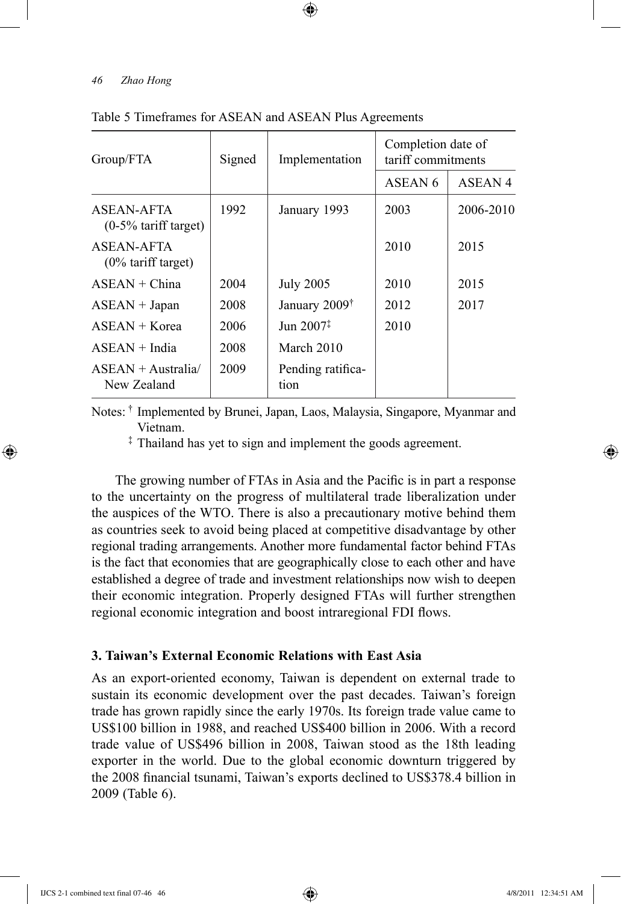Table 5 Timeframes for ASEAN and ASEAN Plus Agreements

| Group/FTA | Signed | Implementation | Completion date of tariff commitments | |
|---|---|---|---|---|
| | | | ASEAN 6 | ASEAN 4 |
| ASEAN-AFTA (0-5% tariff target) | 1992 | January 1993 | 2003 | 2006-2010 |
| ASEAN-AFTA (0% tariff target) | | | 2010 | 2015 |
| ASEAN + China | 2004 | July 2005 | 2010 | 2015 |
| ASEAN + Japan | 2008 | January 2009† | 2012 | 2017 |
| ASEAN + Korea | 2006 | Jun 2007‡ | 2010 | |
| ASEAN + India | 2008 | March 2010 | | |
| ASEAN + Australia/ New Zealand | 2009 | Pending ratification | | |

Notes: † Implemented by Brunei, Japan, Laos, Malaysia, Singapore, Myanmar and Vietnam.

‡ Thailand has yet to sign and implement the goods agreement.

The growing number of FTAs in Asia and the Pacific is in part a response to the uncertainty on the progress of multilateral trade liberalization under the auspices of the WTO. There is also a precautionary motive behind them as countries seek to avoid being placed at competitive disadvantage by other regional trading arrangements. Another more fundamental factor behind FTAs is the fact that economies that are geographically close to each other and have established a degree of trade and investment relationships now wish to deepen their economic integration. Properly designed FTAs will further strengthen regional economic integration and boost intraregional FDI flows.

### 3. Taiwan's External Economic Relations with East Asia

As an export-oriented economy, Taiwan is dependent on external trade to sustain its economic development over the past decades. Taiwan's foreign trade has grown rapidly since the early 1970s. Its foreign trade value came to US$100 billion in 1988, and reached US$400 billion in 2006. With a record trade value of US$496 billion in 2008, Taiwan stood as the 18th leading exporter in the world. Due to the global economic downturn triggered by the 2008 financial tsunami, Taiwan's exports declined to US$378.4 billion in 2009 (Table 6).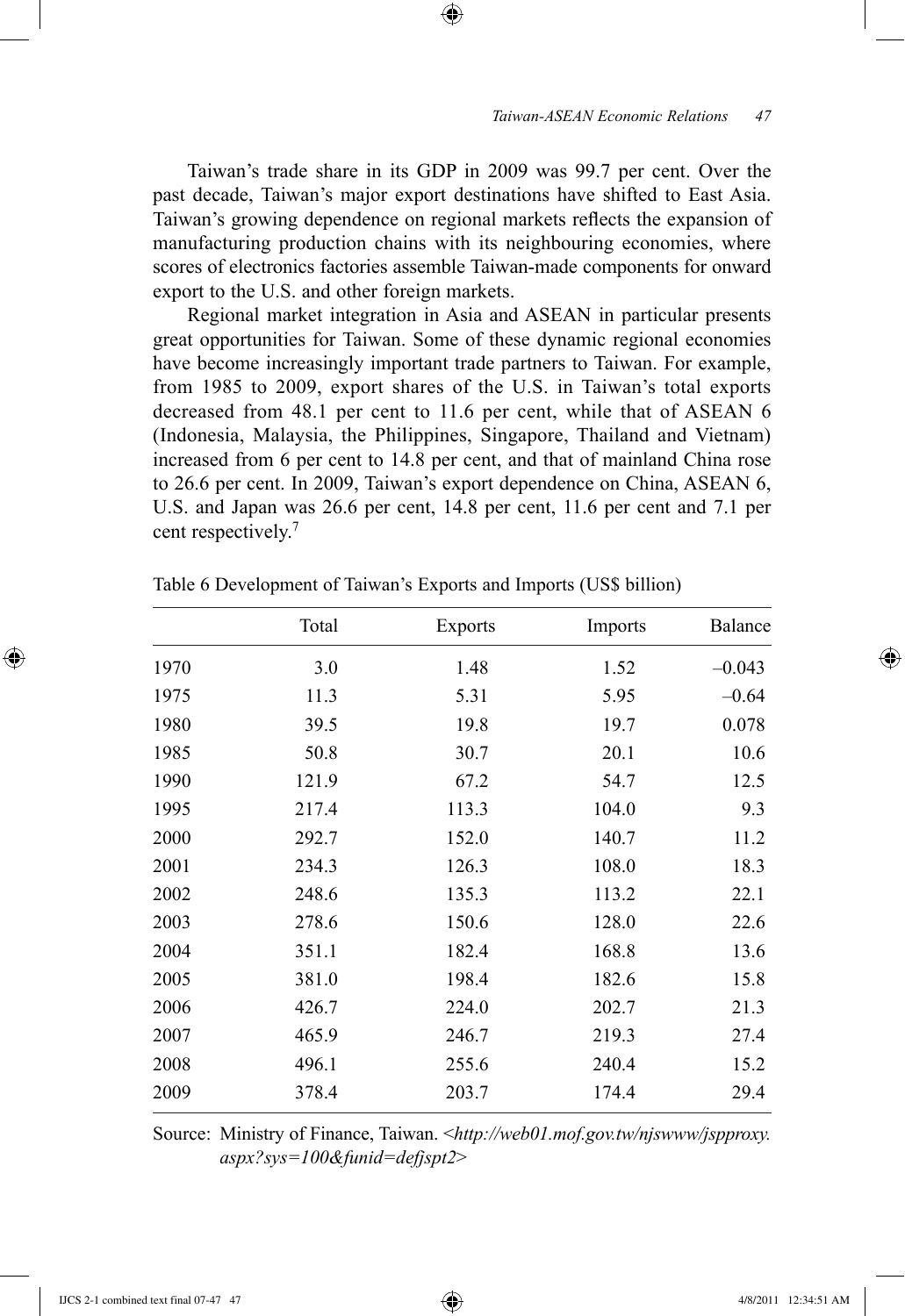Taiwan's trade share in its GDP in 2009 was 99.7 per cent. Over the past decade, Taiwan's major export destinations have shifted to East Asia. Taiwan's growing dependence on regional markets reflects the expansion of manufacturing production chains with its neighbouring economies, where scores of electronics factories assemble Taiwan-made components for onward export to the U.S. and other foreign markets.

Regional market integration in Asia and ASEAN in particular presents great opportunities for Taiwan. Some of these dynamic regional economies have become increasingly important trade partners to Taiwan. For example, from 1985 to 2009, export shares of the U.S. in Taiwan's total exports decreased from 48.1 per cent to 11.6 per cent, while that of ASEAN 6 (Indonesia, Malaysia, the Philippines, Singapore, Thailand and Vietnam) increased from 6 per cent to 14.8 per cent, and that of mainland China rose to 26.6 per cent. In 2009, Taiwan's export dependence on China, ASEAN 6, U.S. and Japan was 26.6 per cent, 14.8 per cent, 11.6 per cent and 7.1 per cent respectively.[7]

Table 6 Development of Taiwan's Exports and Imports (US$ billion)

| | Total | Exports | Imports | Balance |
|---|---|---|---|---|
| 1970 | 3.0 | 1.48 | 1.52 | –0.043 |
| 1975 | 11.3 | 5.31 | 5.95 | –0.64 |
| 1980 | 39.5 | 19.8 | 19.7 | 0.078 |
| 1985 | 50.8 | 30.7 | 20.1 | 10.6 |
| 1990 | 121.9 | 67.2 | 54.7 | 12.5 |
| 1995 | 217.4 | 113.3 | 104.0 | 9.3 |
| 2000 | 292.7 | 152.0 | 140.7 | 11.2 |
| 2001 | 234.3 | 126.3 | 108.0 | 18.3 |
| 2002 | 248.6 | 135.3 | 113.2 | 22.1 |
| 2003 | 278.6 | 150.6 | 128.0 | 22.6 |
| 2004 | 351.1 | 182.4 | 168.8 | 13.6 |
| 2005 | 381.0 | 198.4 | 182.6 | 15.8 |
| 2006 | 426.7 | 224.0 | 202.7 | 21.3 |
| 2007 | 465.9 | 246.7 | 219.3 | 27.4 |
| 2008 | 496.1 | 255.6 | 240.4 | 15.2 |
| 2009 | 378.4 | 203.7 | 174.4 | 29.4 |

Source: Ministry of Finance, Taiwan. <*http://web01.mof.gov.tw/njswww/jspproxy.aspx?sys=100&funid=defjspt2*>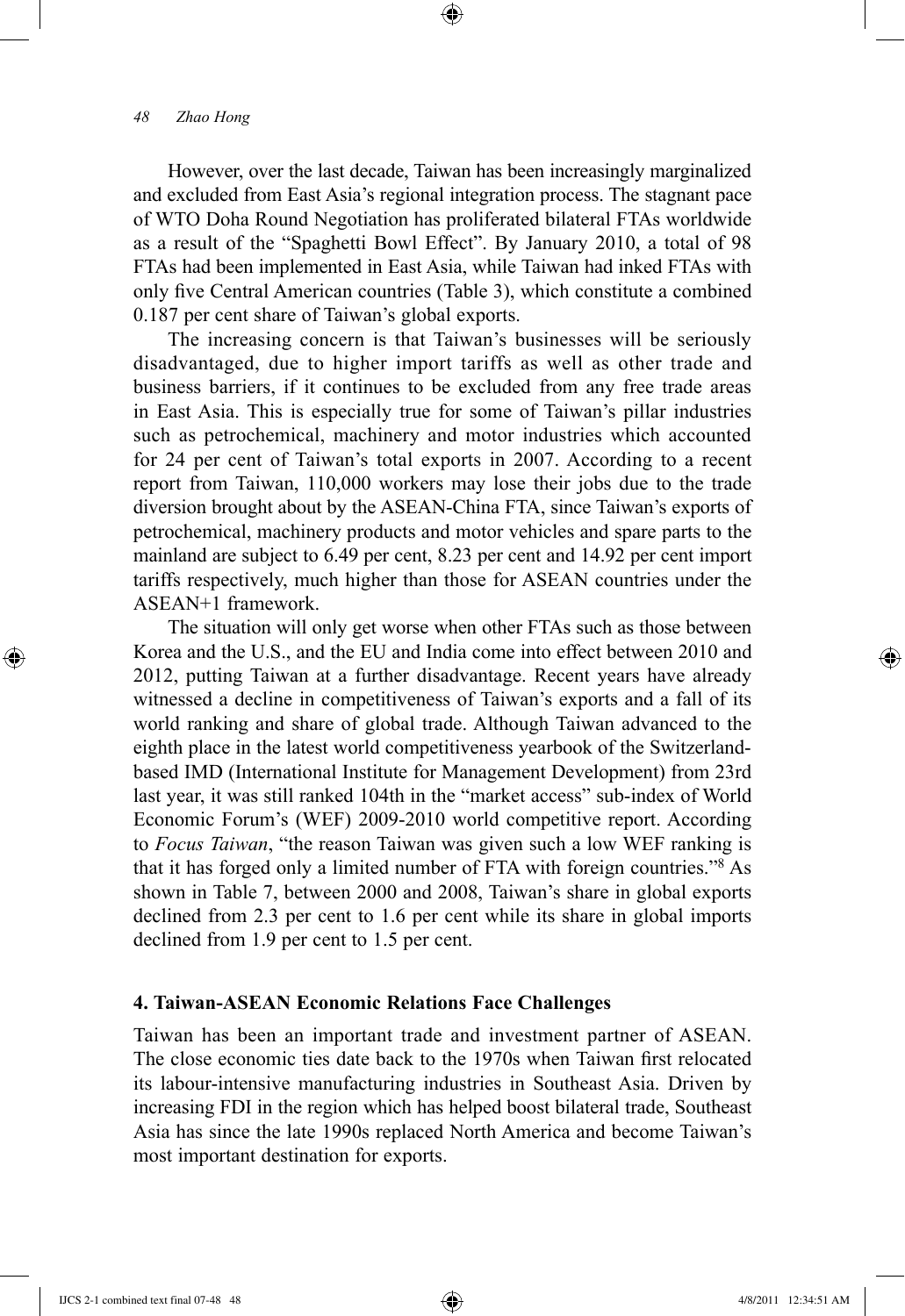However, over the last decade, Taiwan has been increasingly marginalized and excluded from East Asia's regional integration process. The stagnant pace of WTO Doha Round Negotiation has proliferated bilateral FTAs worldwide as a result of the "Spaghetti Bowl Effect". By January 2010, a total of 98 FTAs had been implemented in East Asia, while Taiwan had inked FTAs with only five Central American countries (Table 3), which constitute a combined 0.187 per cent share of Taiwan's global exports.

The increasing concern is that Taiwan's businesses will be seriously disadvantaged, due to higher import tariffs as well as other trade and business barriers, if it continues to be excluded from any free trade areas in East Asia. This is especially true for some of Taiwan's pillar industries such as petrochemical, machinery and motor industries which accounted for 24 per cent of Taiwan's total exports in 2007. According to a recent report from Taiwan, 110,000 workers may lose their jobs due to the trade diversion brought about by the ASEAN-China FTA, since Taiwan's exports of petrochemical, machinery products and motor vehicles and spare parts to the mainland are subject to 6.49 per cent, 8.23 per cent and 14.92 per cent import tariffs respectively, much higher than those for ASEAN countries under the ASEAN+1 framework.

The situation will only get worse when other FTAs such as those between Korea and the U.S., and the EU and India come into effect between 2010 and 2012, putting Taiwan at a further disadvantage. Recent years have already witnessed a decline in competitiveness of Taiwan's exports and a fall of its world ranking and share of global trade. Although Taiwan advanced to the eighth place in the latest world competitiveness yearbook of the Switzerland-based IMD (International Institute for Management Development) from 23rd last year, it was still ranked 104th in the "market access" sub-index of World Economic Forum's (WEF) 2009-2010 world competitive report. According to *Focus Taiwan*, "the reason Taiwan was given such a low WEF ranking is that it has forged only a limited number of FTA with foreign countries."[8] As shown in Table 7, between 2000 and 2008, Taiwan's share in global exports declined from 2.3 per cent to 1.6 per cent while its share in global imports declined from 1.9 per cent to 1.5 per cent.

## 4. Taiwan-ASEAN Economic Relations Face Challenges

Taiwan has been an important trade and investment partner of ASEAN. The close economic ties date back to the 1970s when Taiwan first relocated its labour-intensive manufacturing industries in Southeast Asia. Driven by increasing FDI in the region which has helped boost bilateral trade, Southeast Asia has since the late 1990s replaced North America and become Taiwan's most important destination for exports.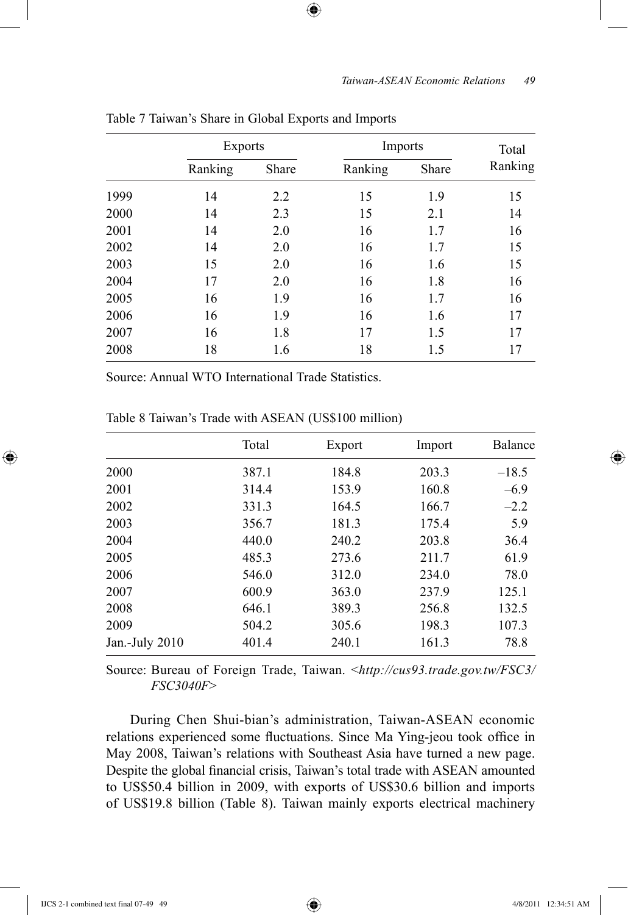Table 7 Taiwan's Share in Global Exports and Imports

| | Exports | | Imports | | Total |
|---|---|---|---|---|---|
| | Ranking | Share | Ranking | Share | Ranking |
| 1999 | 14 | 2.2 | 15 | 1.9 | 15 |
| 2000 | 14 | 2.3 | 15 | 2.1 | 14 |
| 2001 | 14 | 2.0 | 16 | 1.7 | 16 |
| 2002 | 14 | 2.0 | 16 | 1.7 | 15 |
| 2003 | 15 | 2.0 | 16 | 1.6 | 15 |
| 2004 | 17 | 2.0 | 16 | 1.8 | 16 |
| 2005 | 16 | 1.9 | 16 | 1.7 | 16 |
| 2006 | 16 | 1.9 | 16 | 1.6 | 17 |
| 2007 | 16 | 1.8 | 17 | 1.5 | 17 |
| 2008 | 18 | 1.6 | 18 | 1.5 | 17 |

Source: Annual WTO International Trade Statistics.

Table 8 Taiwan's Trade with ASEAN (US$100 million)

| | Total | Export | Import | Balance |
|---|---|---|---|---|
| 2000 | 387.1 | 184.8 | 203.3 | –18.5 |
| 2001 | 314.4 | 153.9 | 160.8 | –6.9 |
| 2002 | 331.3 | 164.5 | 166.7 | –2.2 |
| 2003 | 356.7 | 181.3 | 175.4 | 5.9 |
| 2004 | 440.0 | 240.2 | 203.8 | 36.4 |
| 2005 | 485.3 | 273.6 | 211.7 | 61.9 |
| 2006 | 546.0 | 312.0 | 234.0 | 78.0 |
| 2007 | 600.9 | 363.0 | 237.9 | 125.1 |
| 2008 | 646.1 | 389.3 | 256.8 | 132.5 |
| 2009 | 504.2 | 305.6 | 198.3 | 107.3 |
| Jan.-July 2010 | 401.4 | 240.1 | 161.3 | 78.8 |

Source: Bureau of Foreign Trade, Taiwan. *<http://cus93.trade.gov.tw/FSC3/FSC3040F>*

During Chen Shui-bian's administration, Taiwan-ASEAN economic relations experienced some fluctuations. Since Ma Ying-jeou took office in May 2008, Taiwan's relations with Southeast Asia have turned a new page. Despite the global financial crisis, Taiwan's total trade with ASEAN amounted to US$50.4 billion in 2009, with exports of US$30.6 billion and imports of US$19.8 billion (Table 8). Taiwan mainly exports electrical machinery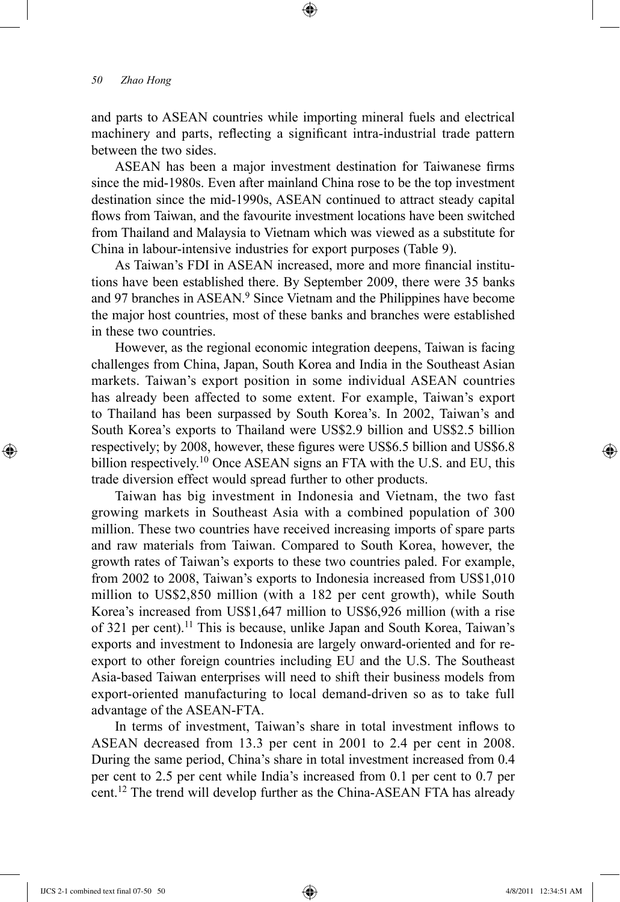and parts to ASEAN countries while importing mineral fuels and electrical machinery and parts, reflecting a significant intra-industrial trade pattern between the two sides.

ASEAN has been a major investment destination for Taiwanese firms since the mid-1980s. Even after mainland China rose to be the top investment destination since the mid-1990s, ASEAN continued to attract steady capital flows from Taiwan, and the favourite investment locations have been switched from Thailand and Malaysia to Vietnam which was viewed as a substitute for China in labour-intensive industries for export purposes (Table 9).

As Taiwan's FDI in ASEAN increased, more and more financial institutions have been established there. By September 2009, there were 35 banks and 97 branches in ASEAN.[9] Since Vietnam and the Philippines have become the major host countries, most of these banks and branches were established in these two countries.

However, as the regional economic integration deepens, Taiwan is facing challenges from China, Japan, South Korea and India in the Southeast Asian markets. Taiwan's export position in some individual ASEAN countries has already been affected to some extent. For example, Taiwan's export to Thailand has been surpassed by South Korea's. In 2002, Taiwan's and South Korea's exports to Thailand were US$2.9 billion and US$2.5 billion respectively; by 2008, however, these figures were US$6.5 billion and US$6.8 billion respectively.[10] Once ASEAN signs an FTA with the U.S. and EU, this trade diversion effect would spread further to other products.

Taiwan has big investment in Indonesia and Vietnam, the two fast growing markets in Southeast Asia with a combined population of 300 million. These two countries have received increasing imports of spare parts and raw materials from Taiwan. Compared to South Korea, however, the growth rates of Taiwan's exports to these two countries paled. For example, from 2002 to 2008, Taiwan's exports to Indonesia increased from US$1,010 million to US$2,850 million (with a 182 per cent growth), while South Korea's increased from US$1,647 million to US$6,926 million (with a rise of 321 per cent).[11] This is because, unlike Japan and South Korea, Taiwan's exports and investment to Indonesia are largely onward-oriented and for re-export to other foreign countries including EU and the U.S. The Southeast Asia-based Taiwan enterprises will need to shift their business models from export-oriented manufacturing to local demand-driven so as to take full advantage of the ASEAN-FTA.

In terms of investment, Taiwan's share in total investment inflows to ASEAN decreased from 13.3 per cent in 2001 to 2.4 per cent in 2008. During the same period, China's share in total investment increased from 0.4 per cent to 2.5 per cent while India's increased from 0.1 per cent to 0.7 per cent.[12] The trend will develop further as the China-ASEAN FTA has already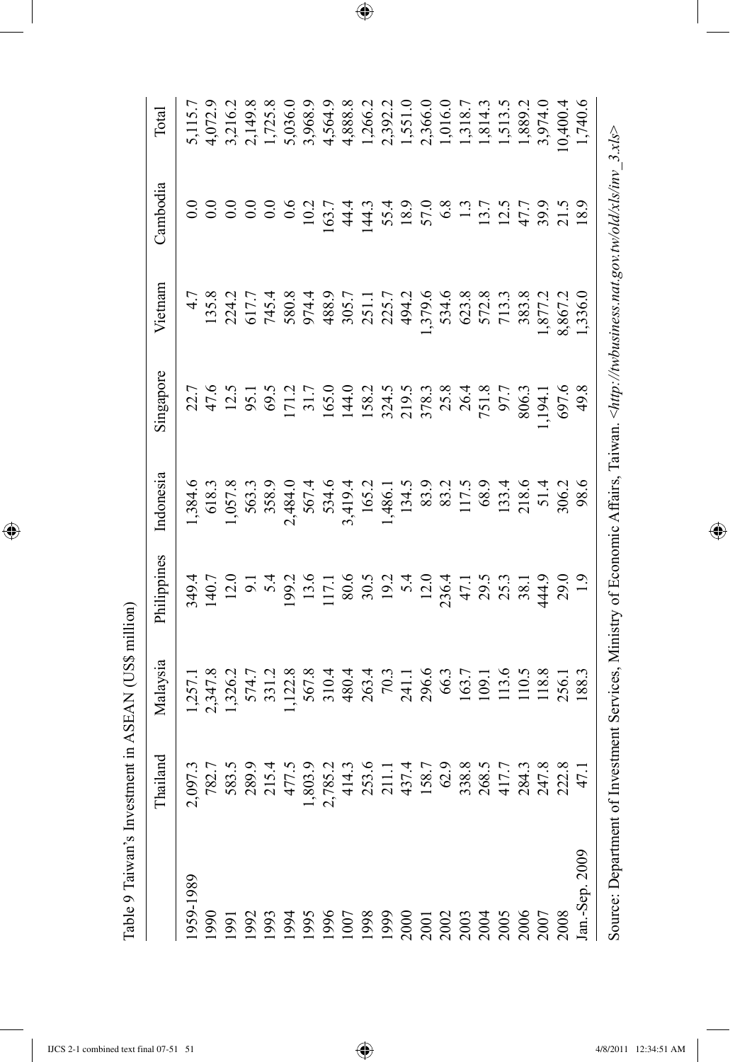Table 9 Taiwan's Investment in ASEAN (US$ million)

| | Thailand | Malaysia | Philippines | Indonesia | Singapore | Vietnam | Cambodia | Total |
|---|---|---|---|---|---|---|---|---|
| 1959-1989 | 2,097.3 | 1,257.1 | 349.4 | 1,384.6 | 22.7 | 4.7 | 0.0 | 5,115.7 |
| 1990 | 782.7 | 2,347.8 | 140.7 | 618.3 | 47.6 | 135.8 | 0.0 | 4,072.9 |
| 1991 | 583.5 | 1,326.2 | 12.0 | 1,057.8 | 12.5 | 224.2 | 0.0 | 3,216.2 |
| 1992 | 289.9 | 574.7 | 9.1 | 563.3 | 95.1 | 617.7 | 0.0 | 2,149.8 |
| 1993 | 215.4 | 331.2 | 5.4 | 358.9 | 69.5 | 745.4 | 0.0 | 1,725.8 |
| 1994 | 477.5 | 1,122.8 | 199.2 | 2,484.0 | 171.2 | 580.8 | 0.6 | 5,036.0 |
| 1995 | 1,803.9 | 567.8 | 13.6 | 567.4 | 31.7 | 974.4 | 10.2 | 3,968.9 |
| 1996 | 2,785.2 | 310.4 | 117.1 | 534.6 | 165.0 | 488.9 | 163.7 | 4,564.9 |
| 1007 | 414.3 | 480.4 | 80.6 | 3,419.4 | 144.0 | 305.7 | 44.4 | 4,888.8 |
| 1998 | 253.6 | 263.4 | 30.5 | 165.2 | 158.2 | 251.1 | 144.3 | 1,266.2 |
| 1999 | 211.1 | 70.3 | 19.2 | 1,486.1 | 324.5 | 225.7 | 55.4 | 2,392.2 |
| 2000 | 437.4 | 241.1 | 5.4 | 134.5 | 219.5 | 494.2 | 18.9 | 1,551.0 |
| 2001 | 158.7 | 296.6 | 12.0 | 83.9 | 378.3 | 1,379.6 | 57.0 | 2,366.0 |
| 2002 | 62.9 | 66.3 | 236.4 | 83.2 | 25.8 | 534.6 | 6.8 | 1,016.0 |
| 2003 | 338.8 | 163.7 | 47.1 | 117.5 | 26.4 | 623.8 | 1.3 | 1,318.7 |
| 2004 | 268.5 | 109.1 | 29.5 | 68.9 | 751.8 | 572.8 | 13.7 | 1,814.3 |
| 2005 | 417.7 | 113.6 | 25.3 | 133.4 | 97.7 | 713.3 | 12.5 | 1,513.5 |
| 2006 | 284.3 | 110.5 | 38.1 | 218.6 | 806.3 | 383.8 | 47.7 | 1,889.2 |
| 2007 | 247.8 | 118.8 | 444.9 | 51.4 | 1,194.1 | 1,877.2 | 39.9 | 3,974.0 |
| 2008 | 222.8 | 256.1 | 29.0 | 306.2 | 697.6 | 8,867.2 | 21.5 | 10,400.4 |
| Jan.-Sep. 2009 | 47.1 | 188.3 | 1.9 | 98.6 | 49.8 | 1,336.0 | 18.9 | 1,740.6 |

Source: Department of Investment Services, Ministry of Economic Affairs, Taiwan. <*http://twbusiness.nat.gov.tw/old/xls/inv_3.xls*>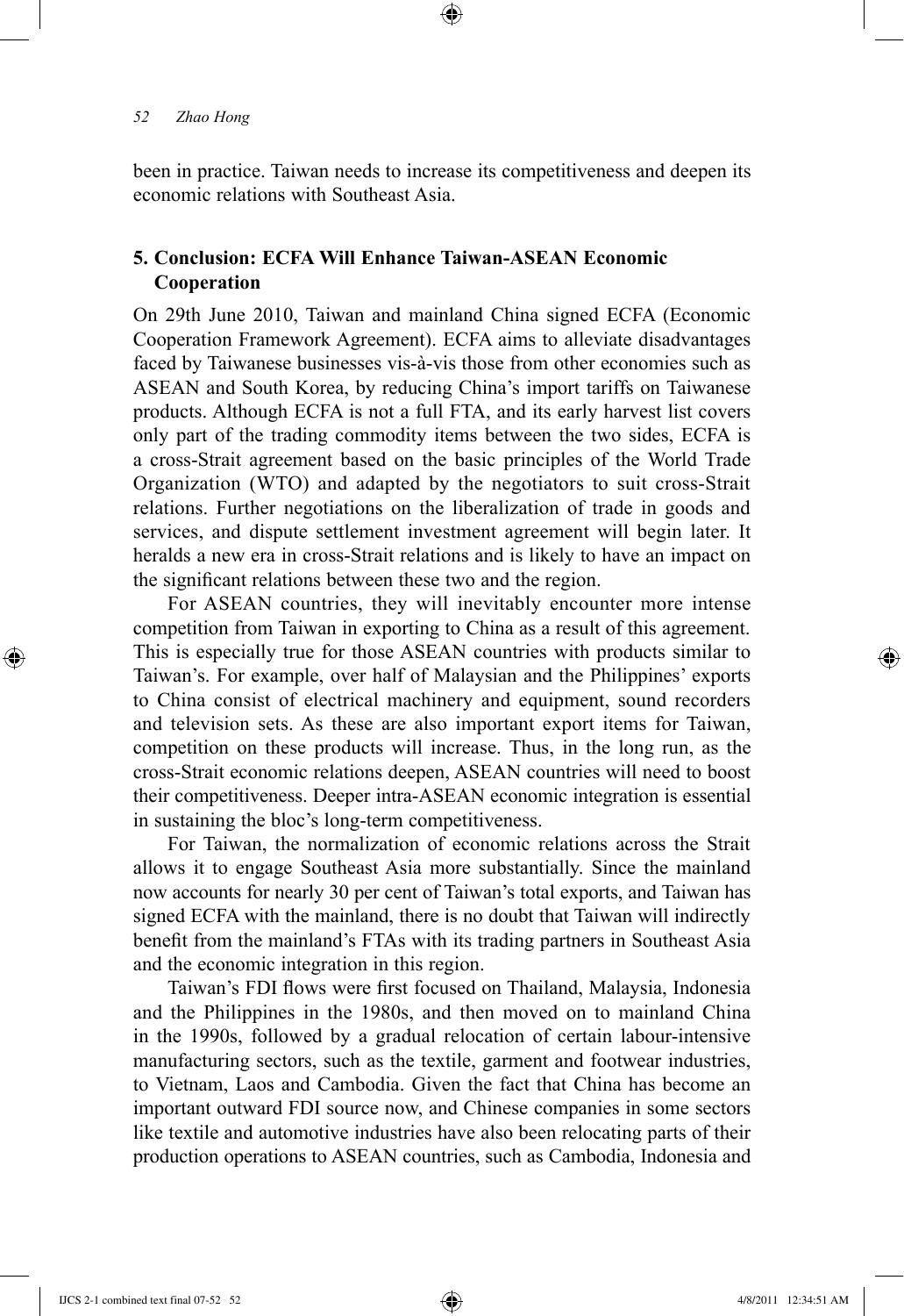been in practice. Taiwan needs to increase its competitiveness and deepen its economic relations with Southeast Asia.

## 5. Conclusion: ECFA Will Enhance Taiwan-ASEAN Economic Cooperation

On 29th June 2010, Taiwan and mainland China signed ECFA (Economic Cooperation Framework Agreement). ECFA aims to alleviate disadvantages faced by Taiwanese businesses vis-à-vis those from other economies such as ASEAN and South Korea, by reducing China's import tariffs on Taiwanese products. Although ECFA is not a full FTA, and its early harvest list covers only part of the trading commodity items between the two sides, ECFA is a cross-Strait agreement based on the basic principles of the World Trade Organization (WTO) and adapted by the negotiators to suit cross-Strait relations. Further negotiations on the liberalization of trade in goods and services, and dispute settlement investment agreement will begin later. It heralds a new era in cross-Strait relations and is likely to have an impact on the significant relations between these two and the region.

For ASEAN countries, they will inevitably encounter more intense competition from Taiwan in exporting to China as a result of this agreement. This is especially true for those ASEAN countries with products similar to Taiwan's. For example, over half of Malaysian and the Philippines' exports to China consist of electrical machinery and equipment, sound recorders and television sets. As these are also important export items for Taiwan, competition on these products will increase. Thus, in the long run, as the cross-Strait economic relations deepen, ASEAN countries will need to boost their competitiveness. Deeper intra-ASEAN economic integration is essential in sustaining the bloc's long-term competitiveness.

For Taiwan, the normalization of economic relations across the Strait allows it to engage Southeast Asia more substantially. Since the mainland now accounts for nearly 30 per cent of Taiwan's total exports, and Taiwan has signed ECFA with the mainland, there is no doubt that Taiwan will indirectly benefit from the mainland's FTAs with its trading partners in Southeast Asia and the economic integration in this region.

Taiwan's FDI flows were first focused on Thailand, Malaysia, Indonesia and the Philippines in the 1980s, and then moved on to mainland China in the 1990s, followed by a gradual relocation of certain labour-intensive manufacturing sectors, such as the textile, garment and footwear industries, to Vietnam, Laos and Cambodia. Given the fact that China has become an important outward FDI source now, and Chinese companies in some sectors like textile and automotive industries have also been relocating parts of their production operations to ASEAN countries, such as Cambodia, Indonesia and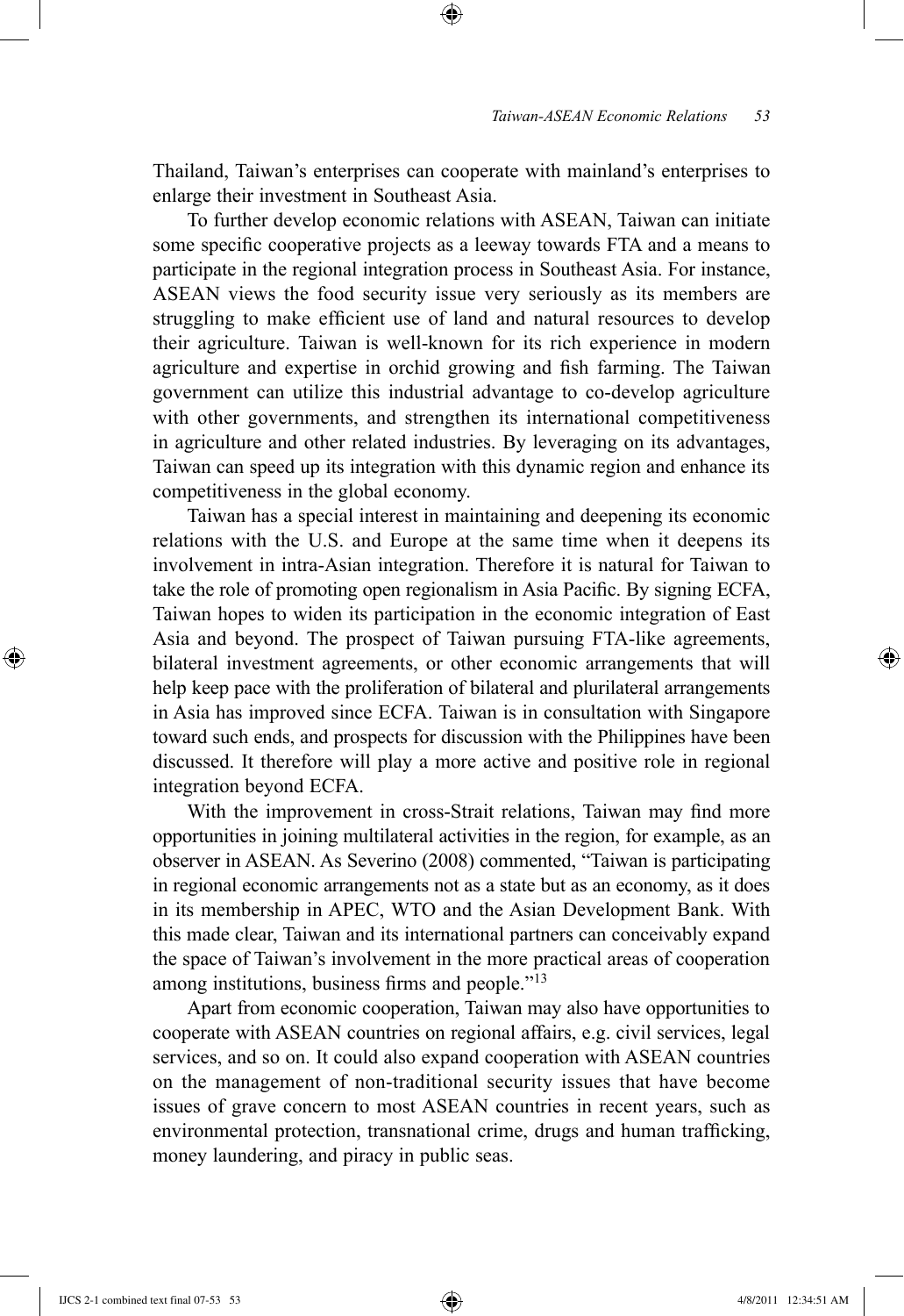Thailand, Taiwan's enterprises can cooperate with mainland's enterprises to enlarge their investment in Southeast Asia.

To further develop economic relations with ASEAN, Taiwan can initiate some specific cooperative projects as a leeway towards FTA and a means to participate in the regional integration process in Southeast Asia. For instance, ASEAN views the food security issue very seriously as its members are struggling to make efficient use of land and natural resources to develop their agriculture. Taiwan is well-known for its rich experience in modern agriculture and expertise in orchid growing and fish farming. The Taiwan government can utilize this industrial advantage to co-develop agriculture with other governments, and strengthen its international competitiveness in agriculture and other related industries. By leveraging on its advantages, Taiwan can speed up its integration with this dynamic region and enhance its competitiveness in the global economy.

Taiwan has a special interest in maintaining and deepening its economic relations with the U.S. and Europe at the same time when it deepens its involvement in intra-Asian integration. Therefore it is natural for Taiwan to take the role of promoting open regionalism in Asia Pacific. By signing ECFA, Taiwan hopes to widen its participation in the economic integration of East Asia and beyond. The prospect of Taiwan pursuing FTA-like agreements, bilateral investment agreements, or other economic arrangements that will help keep pace with the proliferation of bilateral and plurilateral arrangements in Asia has improved since ECFA. Taiwan is in consultation with Singapore toward such ends, and prospects for discussion with the Philippines have been discussed. It therefore will play a more active and positive role in regional integration beyond ECFA.

With the improvement in cross-Strait relations, Taiwan may find more opportunities in joining multilateral activities in the region, for example, as an observer in ASEAN. As Severino (2008) commented, "Taiwan is participating in regional economic arrangements not as a state but as an economy, as it does in its membership in APEC, WTO and the Asian Development Bank. With this made clear, Taiwan and its international partners can conceivably expand the space of Taiwan's involvement in the more practical areas of cooperation among institutions, business firms and people."[13]

Apart from economic cooperation, Taiwan may also have opportunities to cooperate with ASEAN countries on regional affairs, e.g. civil services, legal services, and so on. It could also expand cooperation with ASEAN countries on the management of non-traditional security issues that have become issues of grave concern to most ASEAN countries in recent years, such as environmental protection, transnational crime, drugs and human trafficking, money laundering, and piracy in public seas.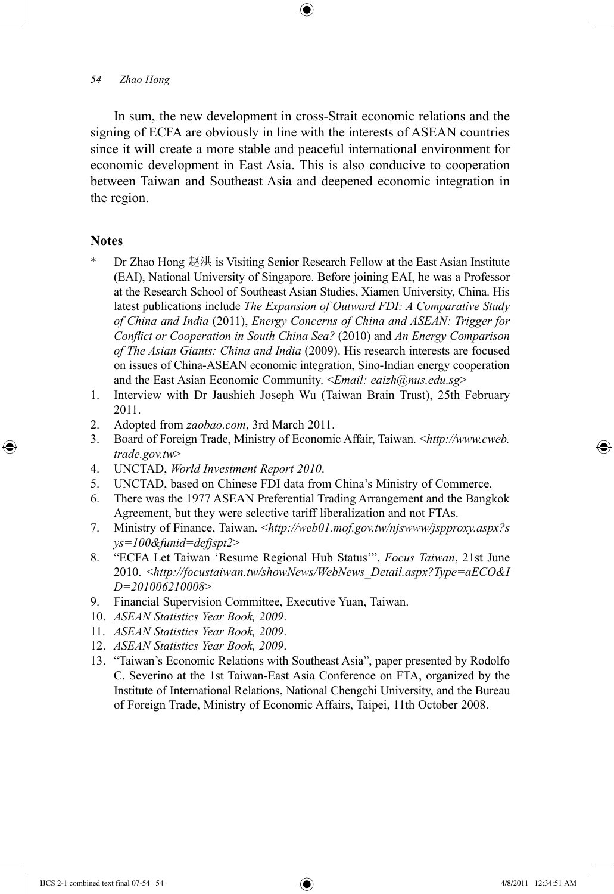In sum, the new development in cross-Strait economic relations and the signing of ECFA are obviously in line with the interests of ASEAN countries since it will create a more stable and peaceful international environment for economic development in East Asia. This is also conducive to cooperation between Taiwan and Southeast Asia and deepened economic integration in the region.

## Notes

\* Dr Zhao Hong 赵洪 is Visiting Senior Research Fellow at the East Asian Institute (EAI), National University of Singapore. Before joining EAI, he was a Professor at the Research School of Southeast Asian Studies, Xiamen University, China. His latest publications include *The Expansion of Outward FDI: A Comparative Study of China and India* (2011), *Energy Concerns of China and ASEAN: Trigger for Conflict or Cooperation in South China Sea?* (2010) and *An Energy Comparison of The Asian Giants: China and India* (2009). His research interests are focused on issues of China-ASEAN economic integration, Sino-Indian energy cooperation and the East Asian Economic Community. <*Email: eaizh@nus.edu.sg*>

1. Interview with Dr Jaushieh Joseph Wu (Taiwan Brain Trust), 25th February 2011.
2. Adopted from *zaobao.com*, 3rd March 2011.
3. Board of Foreign Trade, Ministry of Economic Affair, Taiwan. <*http://www.cweb.trade.gov.tw*>
4. UNCTAD, *World Investment Report 2010*.
5. UNCTAD, based on Chinese FDI data from China's Ministry of Commerce.
6. There was the 1977 ASEAN Preferential Trading Arrangement and the Bangkok Agreement, but they were selective tariff liberalization and not FTAs.
7. Ministry of Finance, Taiwan. <*http://web01.mof.gov.tw/njswww/jspproxy.aspx?sys=100&funid=defjspt2*>
8. "ECFA Let Taiwan 'Resume Regional Hub Status'", *Focus Taiwan*, 21st June 2010. <*http://focustaiwan.tw/showNews/WebNews_Detail.aspx?Type=aECO&ID=201006210008*>
9. Financial Supervision Committee, Executive Yuan, Taiwan.
10. *ASEAN Statistics Year Book, 2009*.
11. *ASEAN Statistics Year Book, 2009*.
12. *ASEAN Statistics Year Book, 2009*.
13. "Taiwan's Economic Relations with Southeast Asia", paper presented by Rodolfo C. Severino at the 1st Taiwan-East Asia Conference on FTA, organized by the Institute of International Relations, National Chengchi University, and the Bureau of Foreign Trade, Ministry of Economic Affairs, Taipei, 11th October 2008.